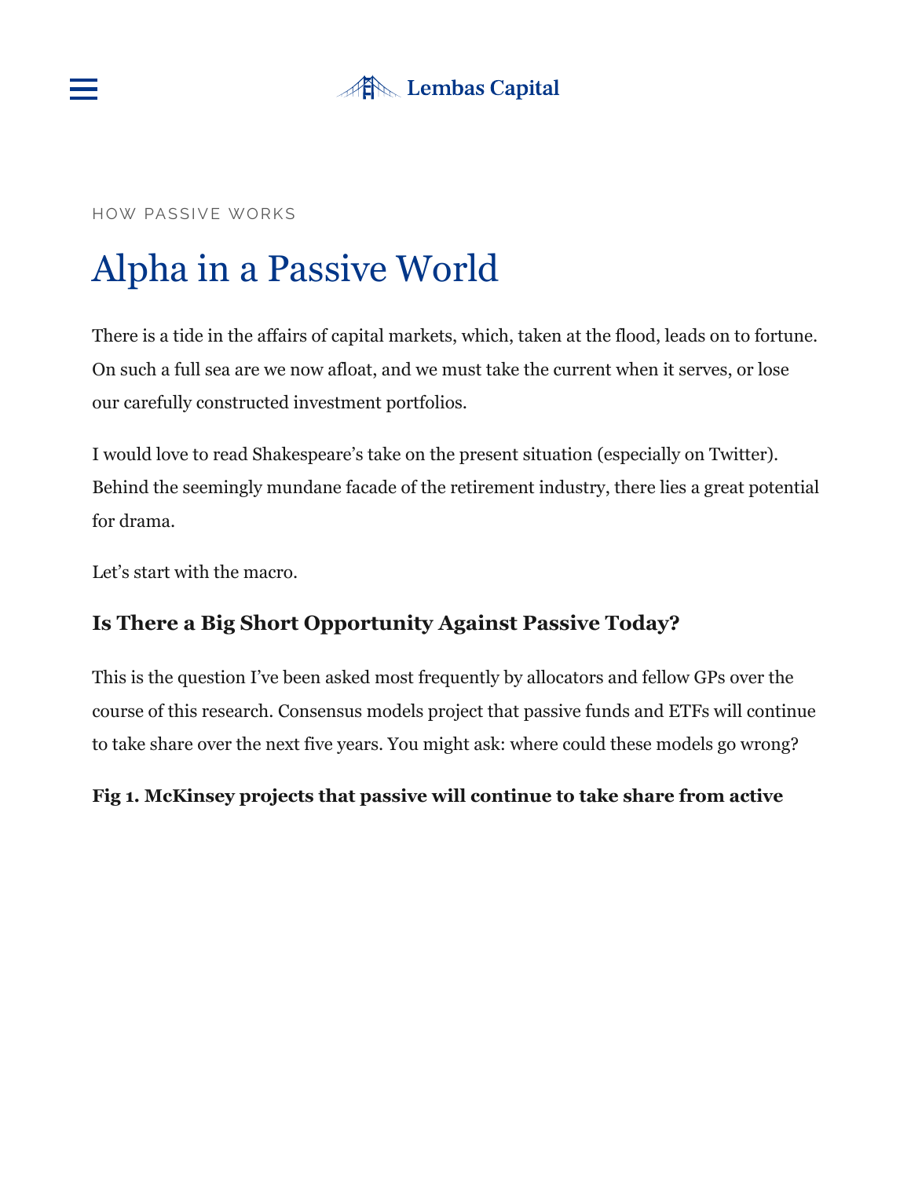HOW PASSIVE WORKS

# Alpha in a Passive World

There is a tide in the affairs of capital markets, which, taken at the flood, leads on to fortune. On such a full sea are we now afloat, and we must take the current when it serves, or lose our carefully constructed investment portfolios.

I would love to read Shakespeare's take on the present situation (especially on Twitter). Behind the seemingly mundane facade of the retirement industry, there lies a great potential for drama.

Let's start with the macro.

### Is There a Big Short Opportunity Against Passive Today?

This is the question I've been asked most frequently by allocators and fellow GPs over the course of this research. Consensus models project that passive funds and ETFs will continue to take share over the next five years. You might ask: where could these models go wrong?

**Fig 1. McKinsey projects that passive will continue to take share from active**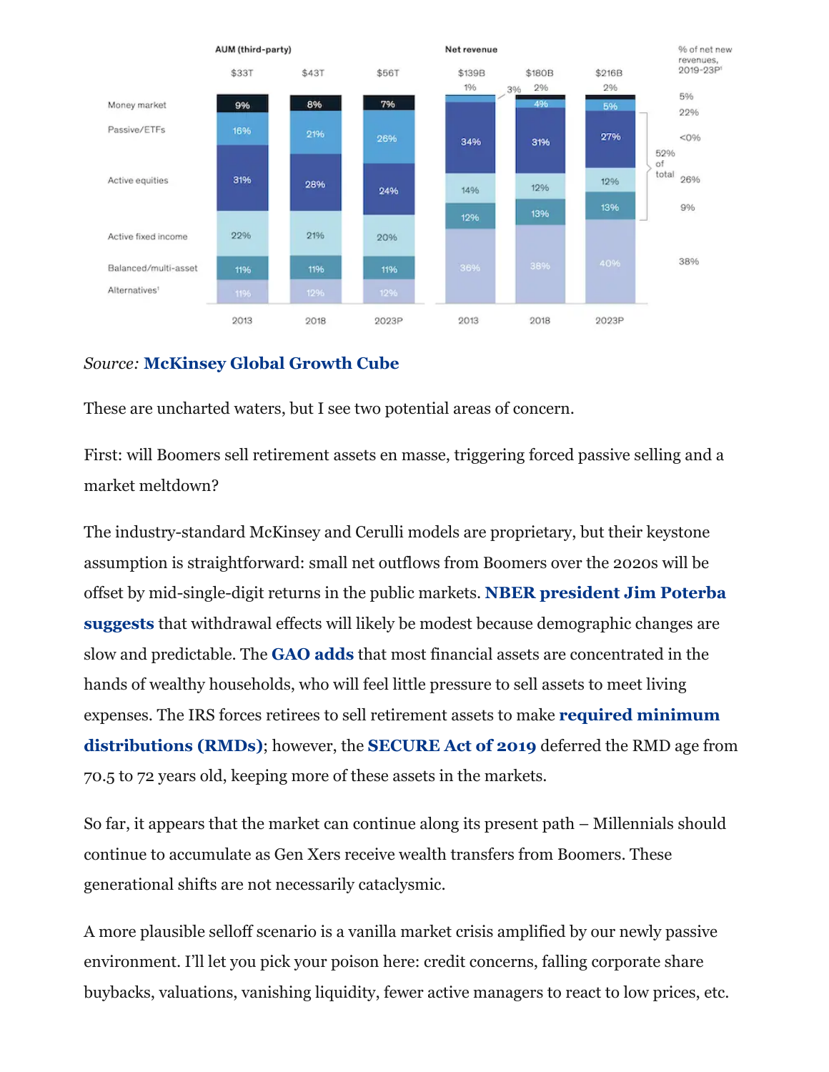| | AUM (third-party) 2013 | AUM (third-party) 2018 | AUM (third-party) 2023P | Net revenue 2013 | Net revenue 2018 | Net revenue 2023P | % of net new revenues, 2019-23P[1] |
|---|---|---|---|---|---|---|---|
| Total | $33T | $43T | $56T | $139B | $180B | $216B | |
| Money market | 9% | 8% | 7% | 1% | 2% | 2% | 5% |
| Passive/ETFs | 16% | 21% | 26% | 3% | 4% | 5% | 22% |
| Active equities | 31% | 28% | 24% | 34% | 31% | 27% | <0% |
| Active fixed income | 22% | 21% | 20% | 14% | 12% | 12% | 26% |
| Balanced/multi-asset | 11% | 11% | 11% | 12% | 13% | 13% | 9% |
| Alternatives[1] | 11% | 12% | 12% | 36% | 38% | 40% | 38% |

52% of total

*Source:* **McKinsey Global Growth Cube**

These are uncharted waters, but I see two potential areas of concern.

First: will Boomers sell retirement assets en masse, triggering forced passive selling and a market meltdown?

The industry-standard McKinsey and Cerulli models are proprietary, but their keystone assumption is straightforward: small net outflows from Boomers over the 2020s will be offset by mid-single-digit returns in the public markets. **NBER president Jim Poterba suggests** that withdrawal effects will likely be modest because demographic changes are slow and predictable. The **GAO adds** that most financial assets are concentrated in the hands of wealthy households, who will feel little pressure to sell assets to meet living expenses. The IRS forces retirees to sell retirement assets to make **required minimum distributions (RMDs)**; however, the **SECURE Act of 2019** deferred the RMD age from 70.5 to 72 years old, keeping more of these assets in the markets.

So far, it appears that the market can continue along its present path – Millennials should continue to accumulate as Gen Xers receive wealth transfers from Boomers. These generational shifts are not necessarily cataclysmic.

A more plausible selloff scenario is a vanilla market crisis amplified by our newly passive environment. I'll let you pick your poison here: credit concerns, falling corporate share buybacks, valuations, vanishing liquidity, fewer active managers to react to low prices, etc.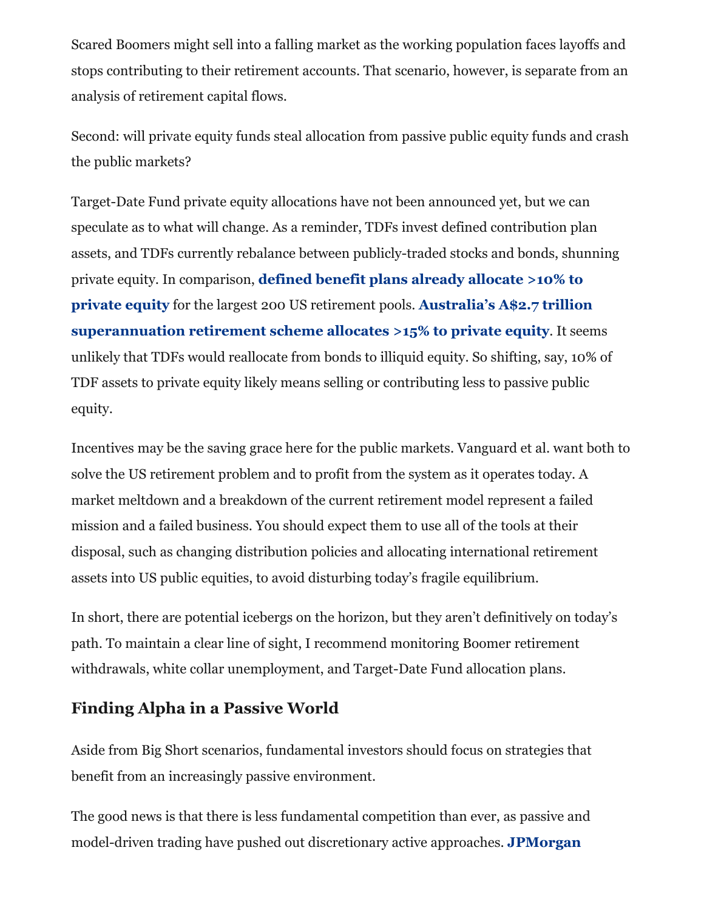Scared Boomers might sell into a falling market as the working population faces layoffs and stops contributing to their retirement accounts. That scenario, however, is separate from an analysis of retirement capital flows.

Second: will private equity funds steal allocation from passive public equity funds and crash the public markets?

Target-Date Fund private equity allocations have not been announced yet, but we can speculate as to what will change. As a reminder, TDFs invest defined contribution plan assets, and TDFs currently rebalance between publicly-traded stocks and bonds, shunning private equity. In comparison, **defined benefit plans already allocate >10% to private equity** for the largest 200 US retirement pools. **Australia's A$2.7 trillion superannuation retirement scheme allocates >15% to private equity**. It seems unlikely that TDFs would reallocate from bonds to illiquid equity. So shifting, say, 10% of TDF assets to private equity likely means selling or contributing less to passive public equity.

Incentives may be the saving grace here for the public markets. Vanguard et al. want both to solve the US retirement problem and to profit from the system as it operates today. A market meltdown and a breakdown of the current retirement model represent a failed mission and a failed business. You should expect them to use all of the tools at their disposal, such as changing distribution policies and allocating international retirement assets into US public equities, to avoid disturbing today's fragile equilibrium.

In short, there are potential icebergs on the horizon, but they aren't definitively on today's path. To maintain a clear line of sight, I recommend monitoring Boomer retirement withdrawals, white collar unemployment, and Target-Date Fund allocation plans.

## Finding Alpha in a Passive World

Aside from Big Short scenarios, fundamental investors should focus on strategies that benefit from an increasingly passive environment.

The good news is that there is less fundamental competition than ever, as passive and model-driven trading have pushed out discretionary active approaches. **JPMorgan**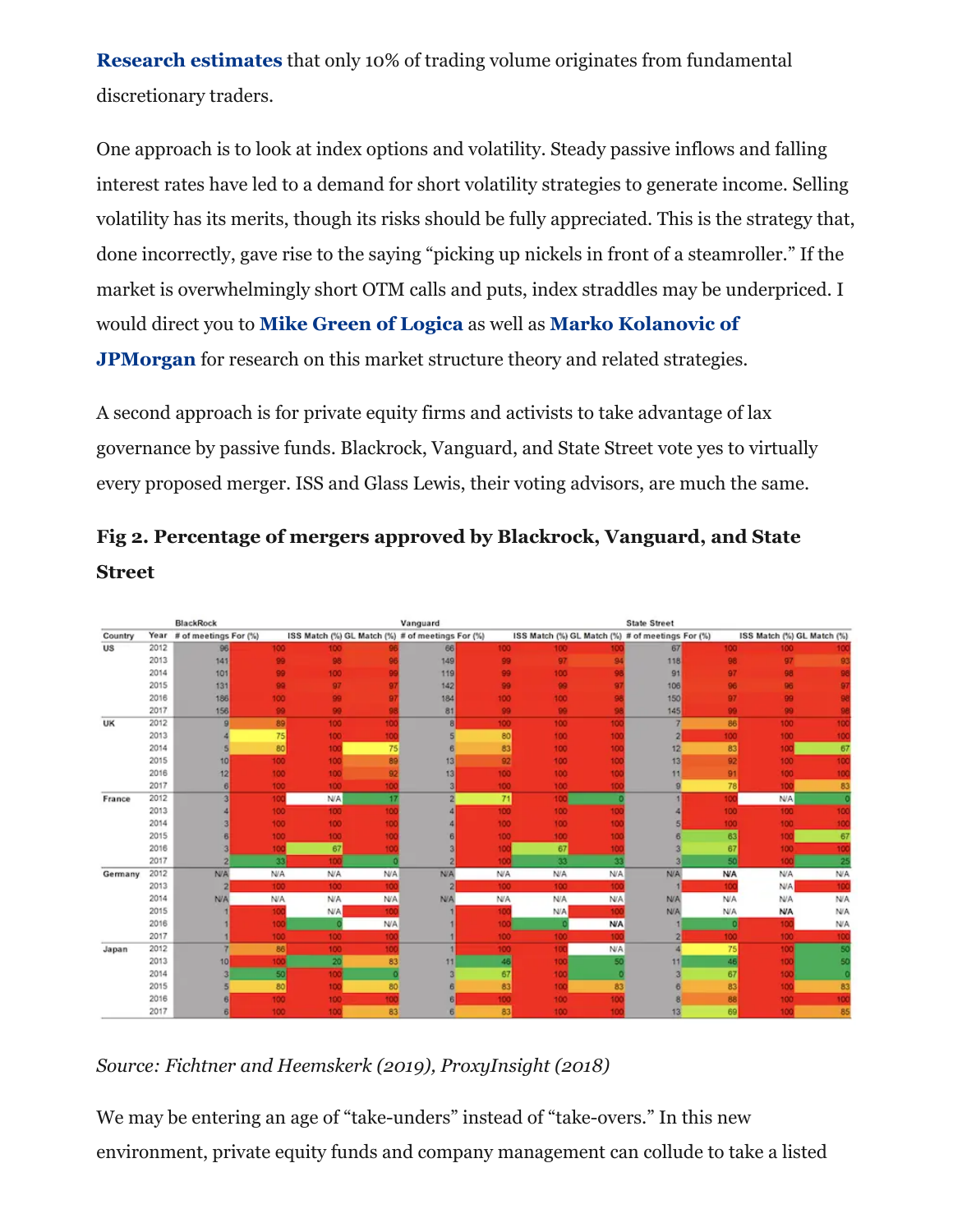**Research estimates** that only 10% of trading volume originates from fundamental discretionary traders.

One approach is to look at index options and volatility. Steady passive inflows and falling interest rates have led to a demand for short volatility strategies to generate income. Selling volatility has its merits, though its risks should be fully appreciated. This is the strategy that, done incorrectly, gave rise to the saying "picking up nickels in front of a steamroller." If the market is overwhelmingly short OTM calls and puts, index straddles may be underpriced. I would direct you to **Mike Green of Logica** as well as **Marko Kolanovic of JPMorgan** for research on this market structure theory and related strategies.

A second approach is for private equity firms and activists to take advantage of lax governance by passive funds. Blackrock, Vanguard, and State Street vote yes to virtually every proposed merger. ISS and Glass Lewis, their voting advisors, are much the same.

**Fig 2. Percentage of mergers approved by Blackrock, Vanguard, and State Street**

| | | BlackRock | | | | Vanguard | | | | State Street | | | |
|---|---|---|---|---|---|---|---|---|---|---|---|---|---|
| Country | Year | # of meetings | For (%) | ISS Match (%) | GL Match (%) | # of meetings | For (%) | ISS Match (%) | GL Match (%) | # of meetings | For (%) | ISS Match (%) | GL Match (%) |
| US | 2012 | 96 | 100 | 100 | 96 | 66 | 100 | 100 | 100 | 67 | 100 | 100 | 100 |
| | 2013 | 141 | 99 | 98 | 96 | 149 | 99 | 97 | 94 | 118 | 98 | 97 | 93 |
| | 2014 | 101 | 99 | 100 | 99 | 119 | 99 | 100 | 98 | 91 | 97 | 98 | 98 |
| | 2015 | 131 | 99 | 97 | 97 | 142 | 99 | 99 | 97 | 106 | 96 | 96 | 97 |
| | 2016 | 186 | 100 | 99 | 97 | 184 | 100 | 100 | 98 | 150 | 97 | 99 | 98 |
| | 2017 | 156 | 99 | 99 | 98 | 81 | 99 | 99 | 98 | 145 | 99 | 99 | 98 |
| UK | 2012 | 9 | 89 | 100 | 100 | 8 | 100 | 100 | 100 | 7 | 86 | 100 | 100 |
| | 2013 | 4 | 75 | 100 | 100 | 5 | 80 | 100 | 100 | 2 | 100 | 100 | 100 |
| | 2014 | 5 | 80 | 100 | 75 | 6 | 83 | 100 | 100 | 12 | 83 | 100 | 67 |
| | 2015 | 10 | 100 | 100 | 89 | 13 | 92 | 100 | 100 | 13 | 92 | 100 | 100 |
| | 2016 | 12 | 100 | 100 | 92 | 13 | 100 | 100 | 100 | 11 | 91 | 100 | 100 |
| | 2017 | 6 | 100 | 100 | 100 | 3 | 100 | 100 | 100 | 9 | 78 | 100 | 83 |
| France | 2012 | 3 | 100 | N/A | 17 | 2 | 71 | 100 | 0 | 1 | 100 | N/A | 0 |
| | 2013 | 4 | 100 | 100 | 100 | 4 | 100 | 100 | 100 | 4 | 100 | 100 | 100 |
| | 2014 | 3 | 100 | 100 | 100 | 4 | 100 | 100 | 100 | 5 | 100 | 100 | 100 |
| | 2015 | 6 | 100 | 100 | 100 | 6 | 100 | 100 | 100 | 6 | 63 | 100 | 67 |
| | 2016 | 3 | 100 | 67 | 100 | 3 | 100 | 67 | 100 | 3 | 67 | 100 | 100 |
| | 2017 | 2 | 33 | 100 | 0 | 2 | 100 | 33 | 33 | 3 | 50 | 100 | 25 |
| Germany | 2012 | N/A | N/A | N/A | N/A | N/A | N/A | N/A | N/A | N/A | N/A | N/A | N/A |
| | 2013 | 2 | 100 | 100 | 100 | 2 | 100 | 100 | 100 | 1 | 100 | N/A | 100 |
| | 2014 | N/A | N/A | N/A | N/A | N/A | N/A | N/A | N/A | N/A | N/A | N/A | N/A |
| | 2015 | 1 | 100 | N/A | 100 | 1 | 100 | N/A | 100 | N/A | N/A | N/A | N/A |
| | 2016 | 1 | 100 | 0 | N/A | 1 | 100 | 0 | N/A | 1 | 0 | 100 | N/A |
| | 2017 | 1 | 100 | 100 | 100 | 1 | 100 | 100 | 100 | 2 | 100 | 100 | 100 |
| Japan | 2012 | 7 | 86 | 100 | 100 | 1 | 100 | 100 | N/A | 4 | 75 | 100 | 50 |
| | 2013 | 10 | 100 | 20 | 83 | 11 | 46 | 100 | 50 | 11 | 46 | 100 | 50 |
| | 2014 | 3 | 50 | 100 | 0 | 3 | 67 | 100 | 0 | 3 | 67 | 100 | 0 |
| | 2015 | 5 | 80 | 100 | 80 | 6 | 83 | 100 | 83 | 6 | 83 | 100 | 83 |
| | 2016 | 6 | 100 | 100 | 100 | 6 | 100 | 100 | 100 | 8 | 88 | 100 | 100 |
| | 2017 | 6 | 100 | 100 | 83 | 6 | 83 | 100 | 100 | 13 | 69 | 100 | 85 |

*Source: Fichtner and Heemskerk (2019), ProxyInsight (2018)*

We may be entering an age of "take-unders" instead of "take-overs." In this new environment, private equity funds and company management can collude to take a listed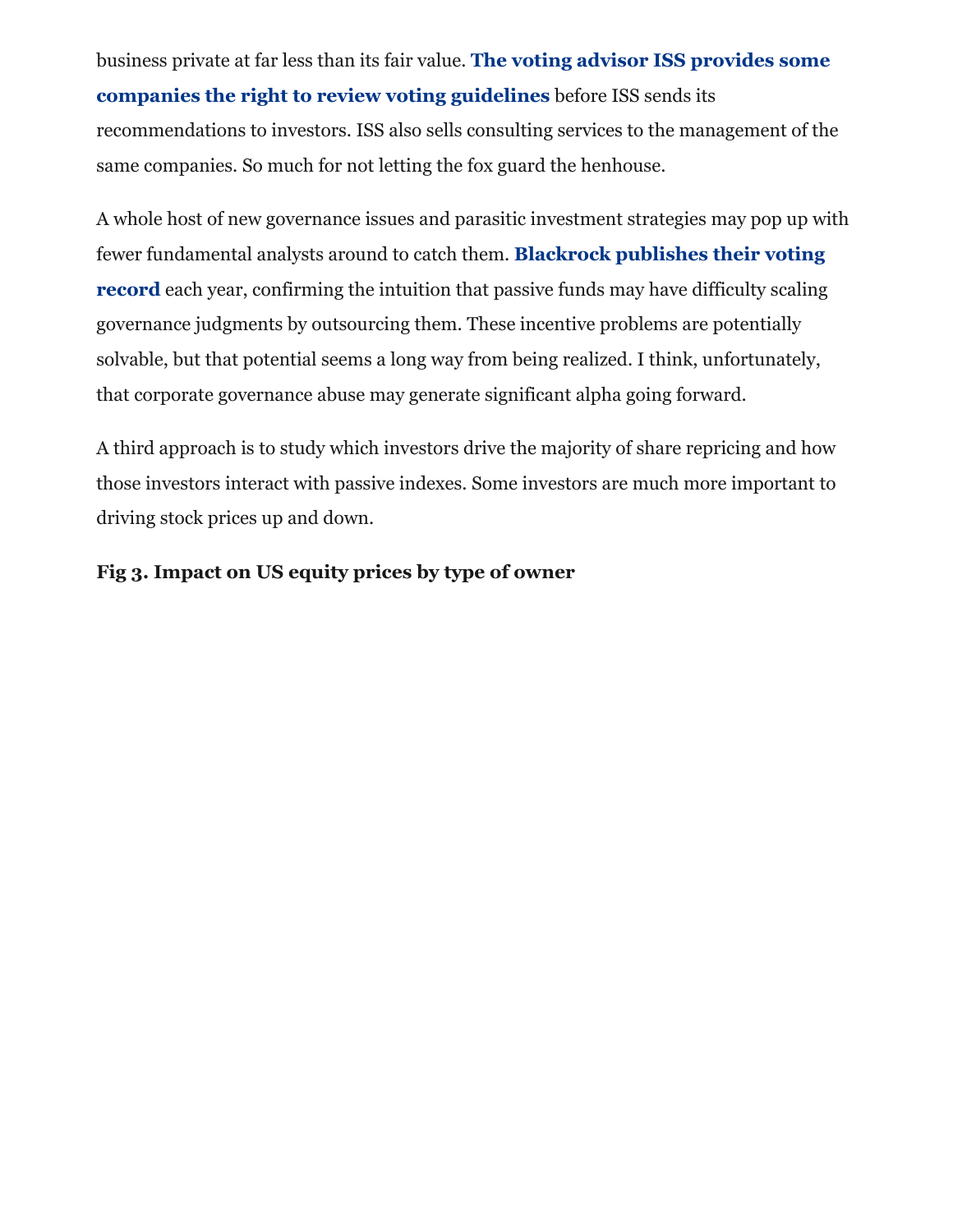business private at far less than its fair value. **The voting advisor ISS provides some companies the right to review voting guidelines** before ISS sends its recommendations to investors. ISS also sells consulting services to the management of the same companies. So much for not letting the fox guard the henhouse.

A whole host of new governance issues and parasitic investment strategies may pop up with fewer fundamental analysts around to catch them. **Blackrock publishes their voting record** each year, confirming the intuition that passive funds may have difficulty scaling governance judgments by outsourcing them. These incentive problems are potentially solvable, but that potential seems a long way from being realized. I think, unfortunately, that corporate governance abuse may generate significant alpha going forward.

A third approach is to study which investors drive the majority of share repricing and how those investors interact with passive indexes. Some investors are much more important to driving stock prices up and down.

**Fig 3. Impact on US equity prices by type of owner**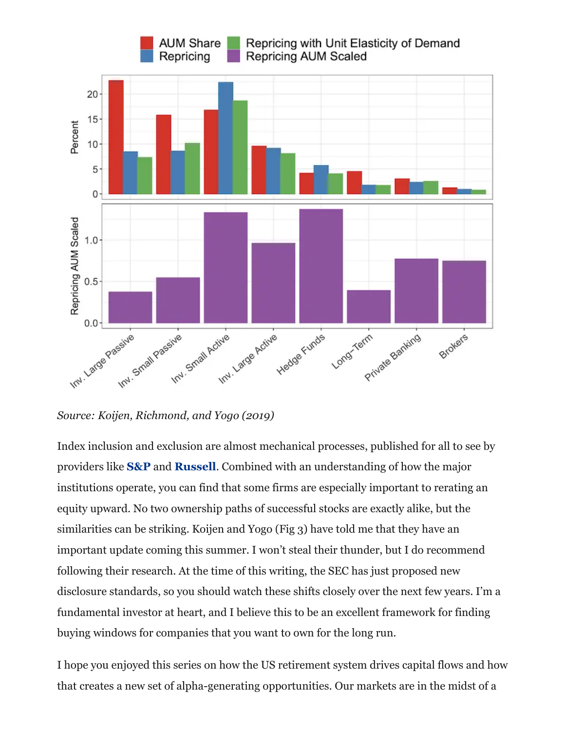*Source: Koijen, Richmond, and Yogo (2019)*

Index inclusion and exclusion are almost mechanical processes, published for all to see by providers like **S&P** and **Russell**. Combined with an understanding of how the major institutions operate, you can find that some firms are especially important to rerating an equity upward. No two ownership paths of successful stocks are exactly alike, but the similarities can be striking. Koijen and Yogo (Fig 3) have told me that they have an important update coming this summer. I won't steal their thunder, but I do recommend following their research. At the time of this writing, the SEC has just proposed new disclosure standards, so you should watch these shifts closely over the next few years. I'm a fundamental investor at heart, and I believe this to be an excellent framework for finding buying windows for companies that you want to own for the long run.

I hope you enjoyed this series on how the US retirement system drives capital flows and how that creates a new set of alpha-generating opportunities. Our markets are in the midst of a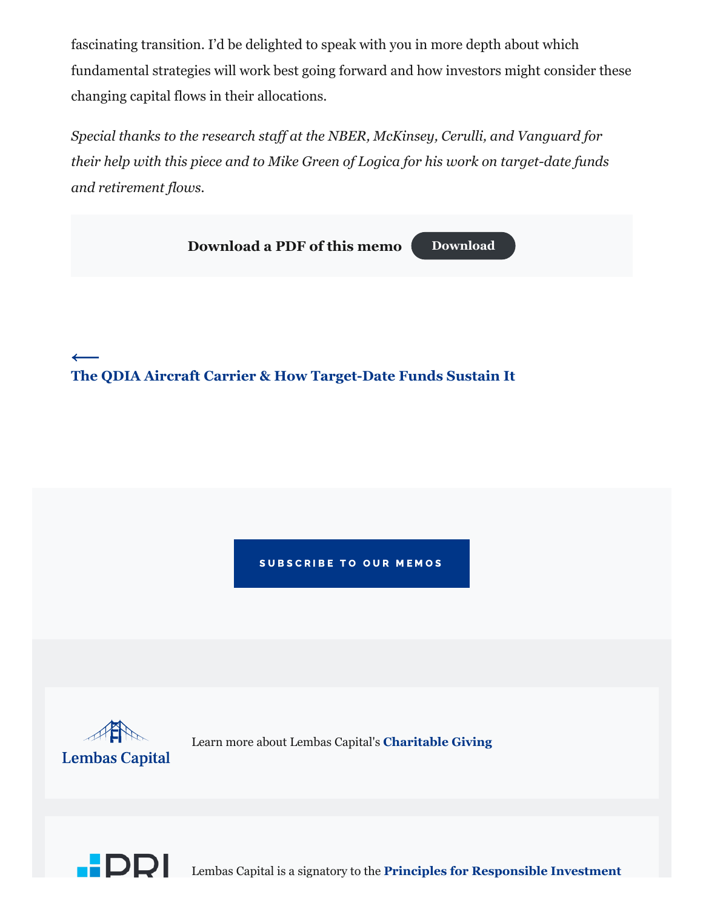fascinating transition. I'd be delighted to speak with you in more depth about which fundamental strategies will work best going forward and how investors might consider these changing capital flows in their allocations.

*Special thanks to the research staff at the NBER, McKinsey, Cerulli, and Vanguard for their help with this piece and to Mike Green of Logica for his work on target-date funds and retirement flows.*

**Download a PDF of this memo** Download

⟵
**The QDIA Aircraft Carrier & How Target-Date Funds Sustain It**

SUBSCRIBE TO OUR MEMOS

Learn more about Lembas Capital's **Charitable Giving**

Lembas Capital is a signatory to the **Principles for Responsible Investment**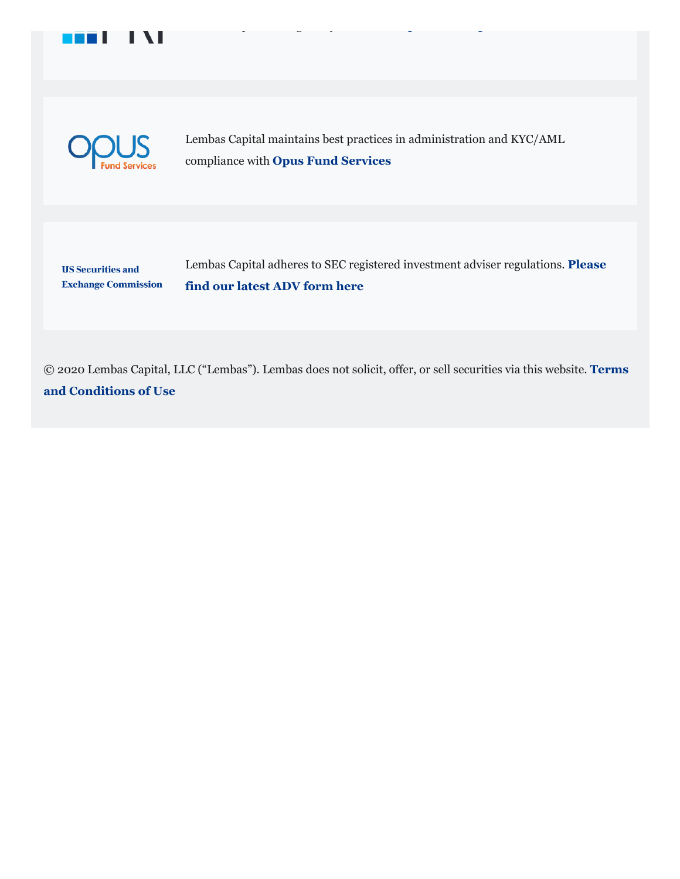Lembas Capital maintains best practices in administration and KYC/AML compliance with **Opus Fund Services**

US Securities and Exchange Commission

Lembas Capital adheres to SEC registered investment adviser regulations. **Please find our latest ADV form here**

© 2020 Lembas Capital, LLC ("Lembas"). Lembas does not solicit, offer, or sell securities via this website. **Terms and Conditions of Use**